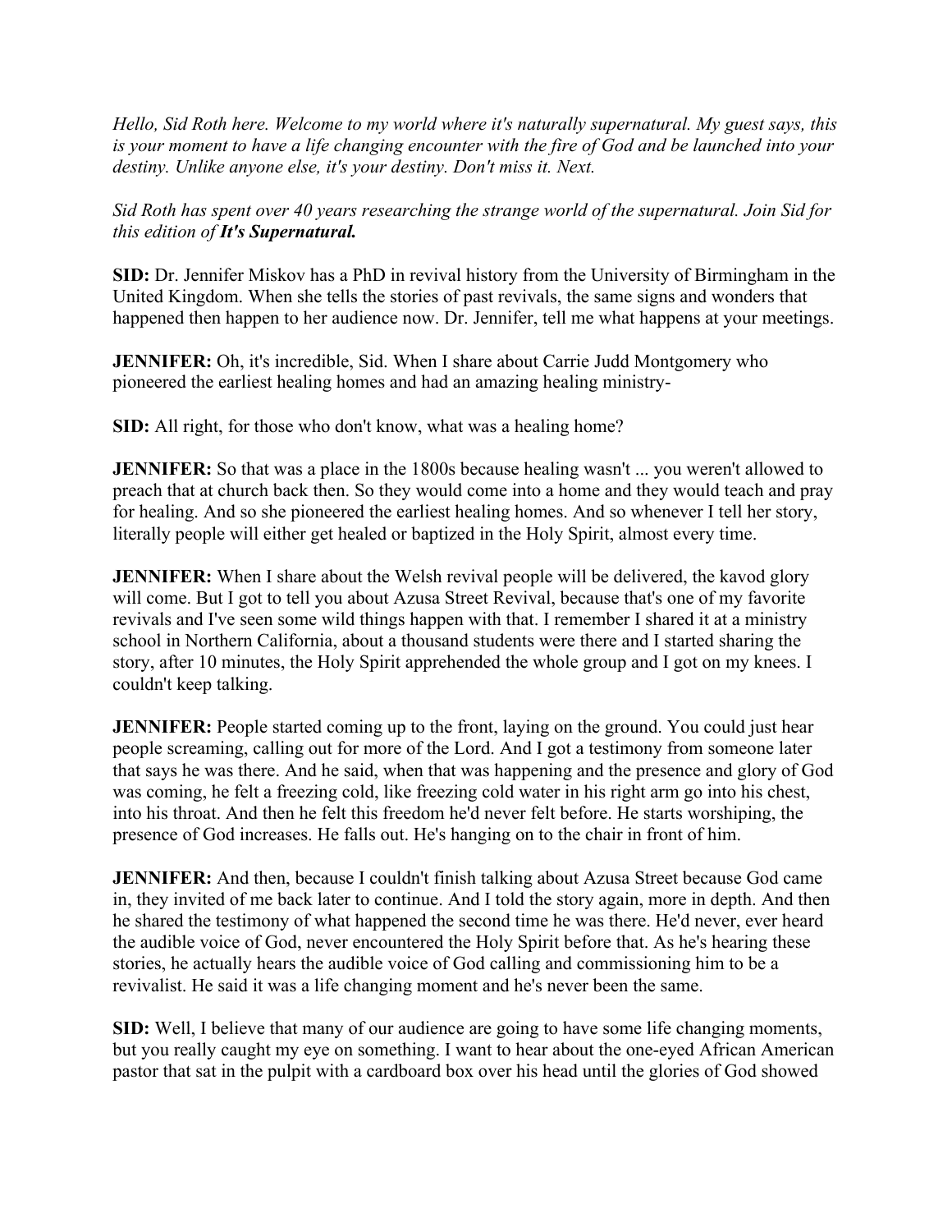*Hello, Sid Roth here. Welcome to my world where it's naturally supernatural. My guest says, this is your moment to have a life changing encounter with the fire of God and be launched into your destiny. Unlike anyone else, it's your destiny. Don't miss it. Next.*

*Sid Roth has spent over 40 years researching the strange world of the supernatural. Join Sid for this edition of* ***It's Supernatural.***

**SID:** Dr. Jennifer Miskov has a PhD in revival history from the University of Birmingham in the United Kingdom. When she tells the stories of past revivals, the same signs and wonders that happened then happen to her audience now. Dr. Jennifer, tell me what happens at your meetings.

**JENNIFER:** Oh, it's incredible, Sid. When I share about Carrie Judd Montgomery who pioneered the earliest healing homes and had an amazing healing ministry-

**SID:** All right, for those who don't know, what was a healing home?

**JENNIFER:** So that was a place in the 1800s because healing wasn't ... you weren't allowed to preach that at church back then. So they would come into a home and they would teach and pray for healing. And so she pioneered the earliest healing homes. And so whenever I tell her story, literally people will either get healed or baptized in the Holy Spirit, almost every time.

**JENNIFER:** When I share about the Welsh revival people will be delivered, the kavod glory will come. But I got to tell you about Azusa Street Revival, because that's one of my favorite revivals and I've seen some wild things happen with that. I remember I shared it at a ministry school in Northern California, about a thousand students were there and I started sharing the story, after 10 minutes, the Holy Spirit apprehended the whole group and I got on my knees. I couldn't keep talking.

**JENNIFER:** People started coming up to the front, laying on the ground. You could just hear people screaming, calling out for more of the Lord. And I got a testimony from someone later that says he was there. And he said, when that was happening and the presence and glory of God was coming, he felt a freezing cold, like freezing cold water in his right arm go into his chest, into his throat. And then he felt this freedom he'd never felt before. He starts worshiping, the presence of God increases. He falls out. He's hanging on to the chair in front of him.

**JENNIFER:** And then, because I couldn't finish talking about Azusa Street because God came in, they invited of me back later to continue. And I told the story again, more in depth. And then he shared the testimony of what happened the second time he was there. He'd never, ever heard the audible voice of God, never encountered the Holy Spirit before that. As he's hearing these stories, he actually hears the audible voice of God calling and commissioning him to be a revivalist. He said it was a life changing moment and he's never been the same.

**SID:** Well, I believe that many of our audience are going to have some life changing moments, but you really caught my eye on something. I want to hear about the one-eyed African American pastor that sat in the pulpit with a cardboard box over his head until the glories of God showed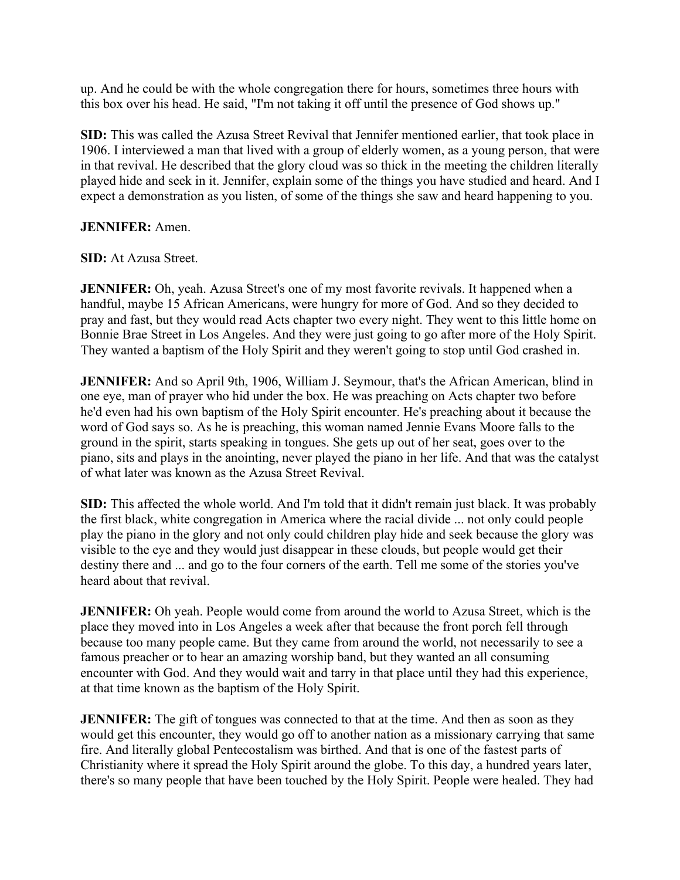up. And he could be with the whole congregation there for hours, sometimes three hours with this box over his head. He said, "I'm not taking it off until the presence of God shows up."

**SID:** This was called the Azusa Street Revival that Jennifer mentioned earlier, that took place in 1906. I interviewed a man that lived with a group of elderly women, as a young person, that were in that revival. He described that the glory cloud was so thick in the meeting the children literally played hide and seek in it. Jennifer, explain some of the things you have studied and heard. And I expect a demonstration as you listen, of some of the things she saw and heard happening to you.

**JENNIFER:** Amen.

**SID:** At Azusa Street.

**JENNIFER:** Oh, yeah. Azusa Street's one of my most favorite revivals. It happened when a handful, maybe 15 African Americans, were hungry for more of God. And so they decided to pray and fast, but they would read Acts chapter two every night. They went to this little home on Bonnie Brae Street in Los Angeles. And they were just going to go after more of the Holy Spirit. They wanted a baptism of the Holy Spirit and they weren't going to stop until God crashed in.

**JENNIFER:** And so April 9th, 1906, William J. Seymour, that's the African American, blind in one eye, man of prayer who hid under the box. He was preaching on Acts chapter two before he'd even had his own baptism of the Holy Spirit encounter. He's preaching about it because the word of God says so. As he is preaching, this woman named Jennie Evans Moore falls to the ground in the spirit, starts speaking in tongues. She gets up out of her seat, goes over to the piano, sits and plays in the anointing, never played the piano in her life. And that was the catalyst of what later was known as the Azusa Street Revival.

**SID:** This affected the whole world. And I'm told that it didn't remain just black. It was probably the first black, white congregation in America where the racial divide ... not only could people play the piano in the glory and not only could children play hide and seek because the glory was visible to the eye and they would just disappear in these clouds, but people would get their destiny there and ... and go to the four corners of the earth. Tell me some of the stories you've heard about that revival.

**JENNIFER:** Oh yeah. People would come from around the world to Azusa Street, which is the place they moved into in Los Angeles a week after that because the front porch fell through because too many people came. But they came from around the world, not necessarily to see a famous preacher or to hear an amazing worship band, but they wanted an all consuming encounter with God. And they would wait and tarry in that place until they had this experience, at that time known as the baptism of the Holy Spirit.

**JENNIFER:** The gift of tongues was connected to that at the time. And then as soon as they would get this encounter, they would go off to another nation as a missionary carrying that same fire. And literally global Pentecostalism was birthed. And that is one of the fastest parts of Christianity where it spread the Holy Spirit around the globe. To this day, a hundred years later, there's so many people that have been touched by the Holy Spirit. People were healed. They had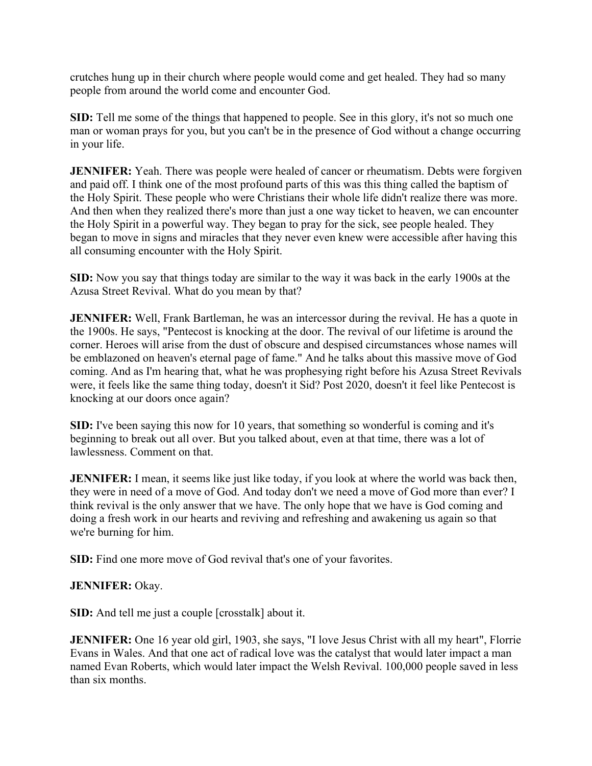crutches hung up in their church where people would come and get healed. They had so many people from around the world come and encounter God.

**SID:** Tell me some of the things that happened to people. See in this glory, it's not so much one man or woman prays for you, but you can't be in the presence of God without a change occurring in your life.

**JENNIFER:** Yeah. There was people were healed of cancer or rheumatism. Debts were forgiven and paid off. I think one of the most profound parts of this was this thing called the baptism of the Holy Spirit. These people who were Christians their whole life didn't realize there was more. And then when they realized there's more than just a one way ticket to heaven, we can encounter the Holy Spirit in a powerful way. They began to pray for the sick, see people healed. They began to move in signs and miracles that they never even knew were accessible after having this all consuming encounter with the Holy Spirit.

**SID:** Now you say that things today are similar to the way it was back in the early 1900s at the Azusa Street Revival. What do you mean by that?

**JENNIFER:** Well, Frank Bartleman, he was an intercessor during the revival. He has a quote in the 1900s. He says, "Pentecost is knocking at the door. The revival of our lifetime is around the corner. Heroes will arise from the dust of obscure and despised circumstances whose names will be emblazoned on heaven's eternal page of fame." And he talks about this massive move of God coming. And as I'm hearing that, what he was prophesying right before his Azusa Street Revivals were, it feels like the same thing today, doesn't it Sid? Post 2020, doesn't it feel like Pentecost is knocking at our doors once again?

**SID:** I've been saying this now for 10 years, that something so wonderful is coming and it's beginning to break out all over. But you talked about, even at that time, there was a lot of lawlessness. Comment on that.

**JENNIFER:** I mean, it seems like just like today, if you look at where the world was back then, they were in need of a move of God. And today don't we need a move of God more than ever? I think revival is the only answer that we have. The only hope that we have is God coming and doing a fresh work in our hearts and reviving and refreshing and awakening us again so that we're burning for him.

**SID:** Find one more move of God revival that's one of your favorites.

**JENNIFER:** Okay.

**SID:** And tell me just a couple [crosstalk] about it.

**JENNIFER:** One 16 year old girl, 1903, she says, "I love Jesus Christ with all my heart", Florrie Evans in Wales. And that one act of radical love was the catalyst that would later impact a man named Evan Roberts, which would later impact the Welsh Revival. 100,000 people saved in less than six months.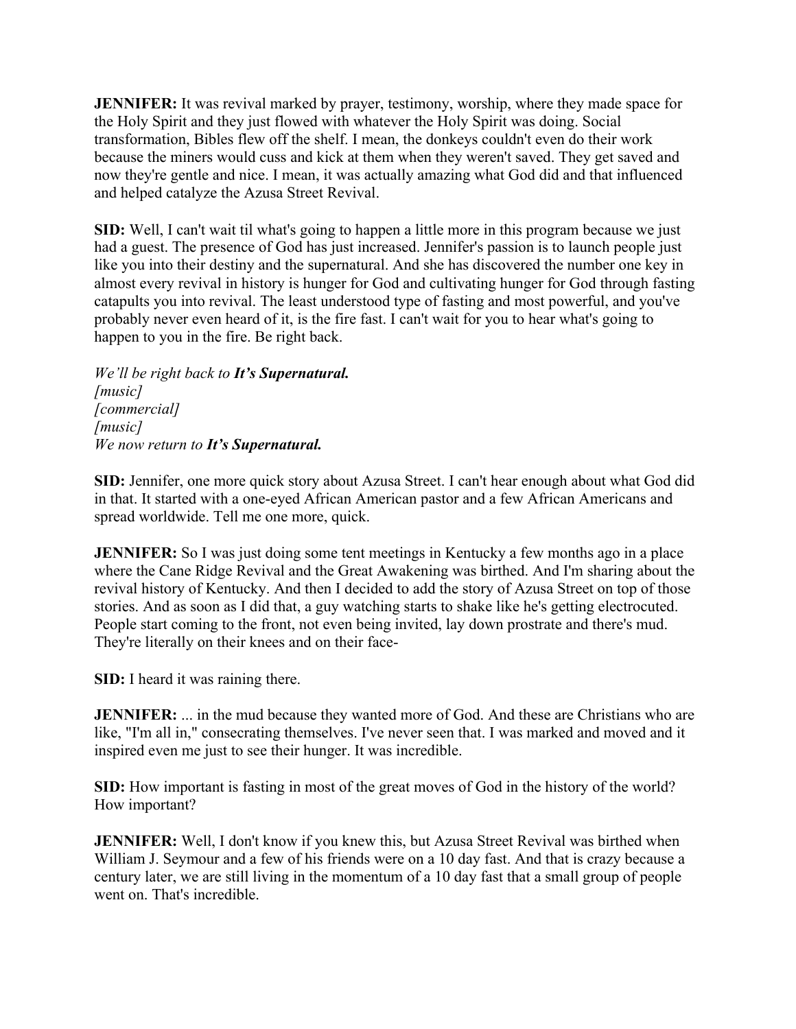**JENNIFER:** It was revival marked by prayer, testimony, worship, where they made space for the Holy Spirit and they just flowed with whatever the Holy Spirit was doing. Social transformation, Bibles flew off the shelf. I mean, the donkeys couldn't even do their work because the miners would cuss and kick at them when they weren't saved. They get saved and now they're gentle and nice. I mean, it was actually amazing what God did and that influenced and helped catalyze the Azusa Street Revival.

**SID:** Well, I can't wait til what's going to happen a little more in this program because we just had a guest. The presence of God has just increased. Jennifer's passion is to launch people just like you into their destiny and the supernatural. And she has discovered the number one key in almost every revival in history is hunger for God and cultivating hunger for God through fasting catapults you into revival. The least understood type of fasting and most powerful, and you've probably never even heard of it, is the fire fast. I can't wait for you to hear what's going to happen to you in the fire. Be right back.

*We'll be right back to **It's Supernatural.***
*[music]*
*[commercial]*
*[music]*
*We now return to **It's Supernatural.***

**SID:** Jennifer, one more quick story about Azusa Street. I can't hear enough about what God did in that. It started with a one-eyed African American pastor and a few African Americans and spread worldwide. Tell me one more, quick.

**JENNIFER:** So I was just doing some tent meetings in Kentucky a few months ago in a place where the Cane Ridge Revival and the Great Awakening was birthed. And I'm sharing about the revival history of Kentucky. And then I decided to add the story of Azusa Street on top of those stories. And as soon as I did that, a guy watching starts to shake like he's getting electrocuted. People start coming to the front, not even being invited, lay down prostrate and there's mud. They're literally on their knees and on their face-

**SID:** I heard it was raining there.

**JENNIFER:** ... in the mud because they wanted more of God. And these are Christians who are like, "I'm all in," consecrating themselves. I've never seen that. I was marked and moved and it inspired even me just to see their hunger. It was incredible.

**SID:** How important is fasting in most of the great moves of God in the history of the world? How important?

**JENNIFER:** Well, I don't know if you knew this, but Azusa Street Revival was birthed when William J. Seymour and a few of his friends were on a 10 day fast. And that is crazy because a century later, we are still living in the momentum of a 10 day fast that a small group of people went on. That's incredible.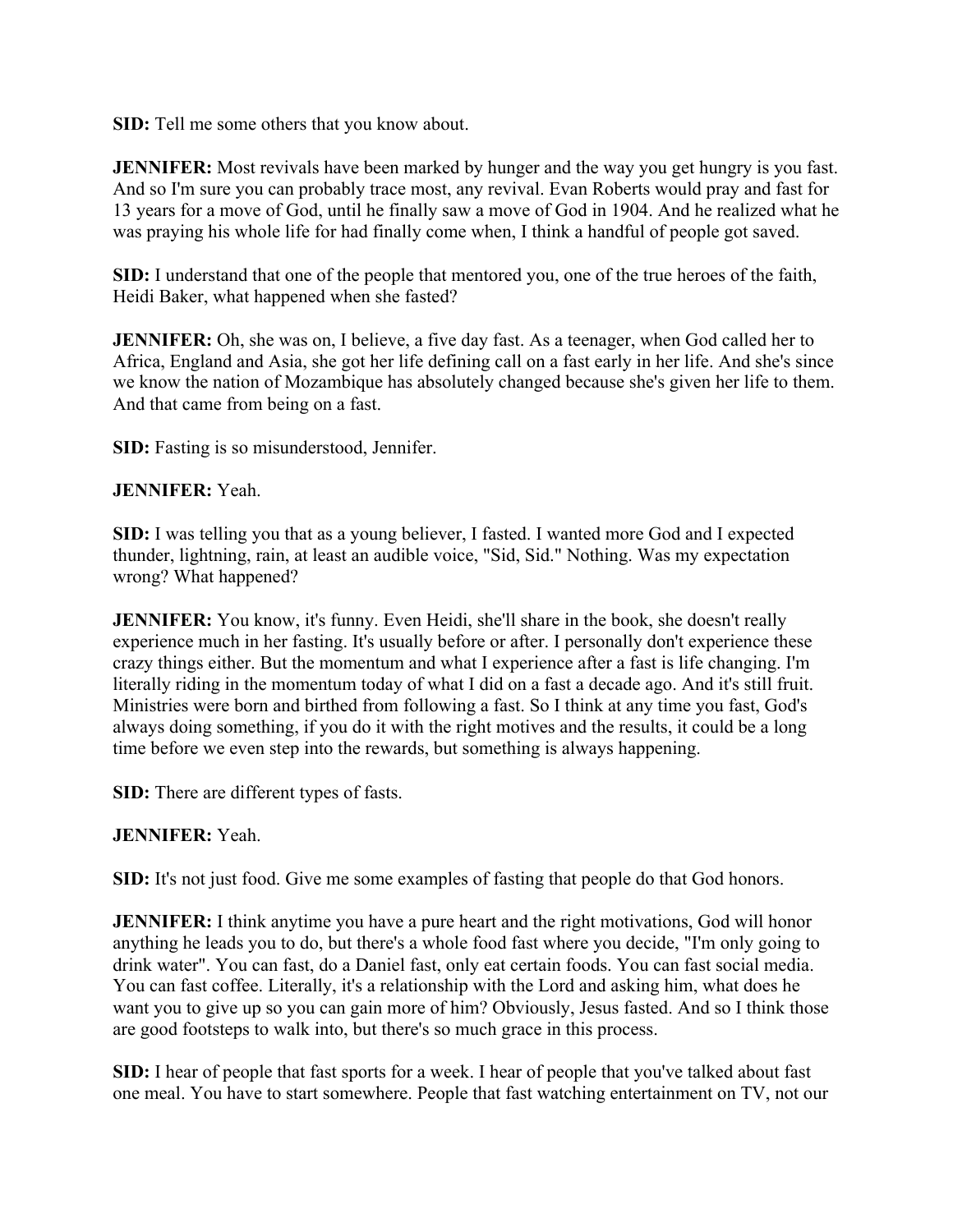**SID:** Tell me some others that you know about.

**JENNIFER:** Most revivals have been marked by hunger and the way you get hungry is you fast. And so I'm sure you can probably trace most, any revival. Evan Roberts would pray and fast for 13 years for a move of God, until he finally saw a move of God in 1904. And he realized what he was praying his whole life for had finally come when, I think a handful of people got saved.

**SID:** I understand that one of the people that mentored you, one of the true heroes of the faith, Heidi Baker, what happened when she fasted?

**JENNIFER:** Oh, she was on, I believe, a five day fast. As a teenager, when God called her to Africa, England and Asia, she got her life defining call on a fast early in her life. And she's since we know the nation of Mozambique has absolutely changed because she's given her life to them. And that came from being on a fast.

**SID:** Fasting is so misunderstood, Jennifer.

**JENNIFER:** Yeah.

**SID:** I was telling you that as a young believer, I fasted. I wanted more God and I expected thunder, lightning, rain, at least an audible voice, "Sid, Sid." Nothing. Was my expectation wrong? What happened?

**JENNIFER:** You know, it's funny. Even Heidi, she'll share in the book, she doesn't really experience much in her fasting. It's usually before or after. I personally don't experience these crazy things either. But the momentum and what I experience after a fast is life changing. I'm literally riding in the momentum today of what I did on a fast a decade ago. And it's still fruit. Ministries were born and birthed from following a fast. So I think at any time you fast, God's always doing something, if you do it with the right motives and the results, it could be a long time before we even step into the rewards, but something is always happening.

**SID:** There are different types of fasts.

**JENNIFER:** Yeah.

**SID:** It's not just food. Give me some examples of fasting that people do that God honors.

**JENNIFER:** I think anytime you have a pure heart and the right motivations, God will honor anything he leads you to do, but there's a whole food fast where you decide, "I'm only going to drink water". You can fast, do a Daniel fast, only eat certain foods. You can fast social media. You can fast coffee. Literally, it's a relationship with the Lord and asking him, what does he want you to give up so you can gain more of him? Obviously, Jesus fasted. And so I think those are good footsteps to walk into, but there's so much grace in this process.

**SID:** I hear of people that fast sports for a week. I hear of people that you've talked about fast one meal. You have to start somewhere. People that fast watching entertainment on TV, not our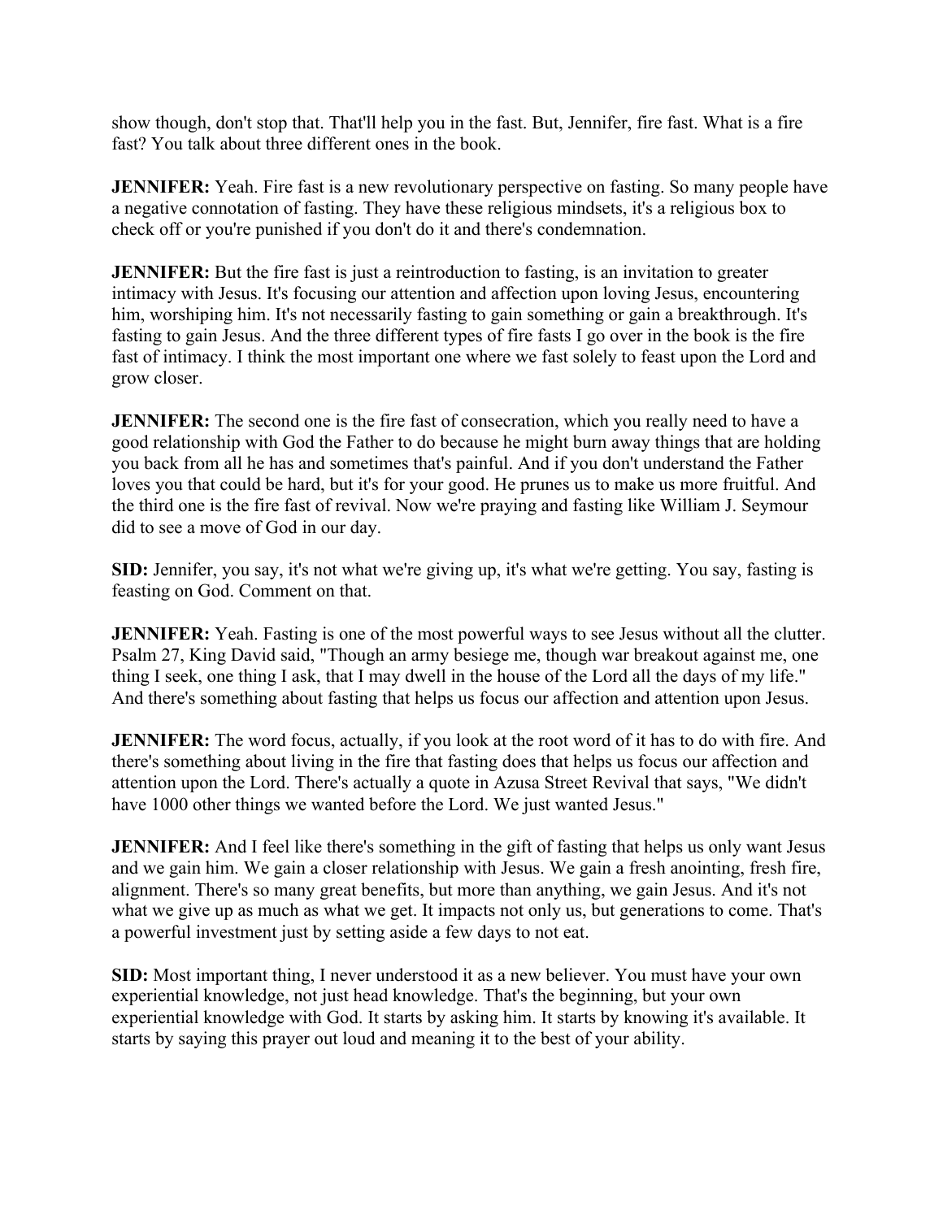show though, don't stop that. That'll help you in the fast. But, Jennifer, fire fast. What is a fire fast? You talk about three different ones in the book.

**JENNIFER:** Yeah. Fire fast is a new revolutionary perspective on fasting. So many people have a negative connotation of fasting. They have these religious mindsets, it's a religious box to check off or you're punished if you don't do it and there's condemnation.

**JENNIFER:** But the fire fast is just a reintroduction to fasting, is an invitation to greater intimacy with Jesus. It's focusing our attention and affection upon loving Jesus, encountering him, worshiping him. It's not necessarily fasting to gain something or gain a breakthrough. It's fasting to gain Jesus. And the three different types of fire fasts I go over in the book is the fire fast of intimacy. I think the most important one where we fast solely to feast upon the Lord and grow closer.

**JENNIFER:** The second one is the fire fast of consecration, which you really need to have a good relationship with God the Father to do because he might burn away things that are holding you back from all he has and sometimes that's painful. And if you don't understand the Father loves you that could be hard, but it's for your good. He prunes us to make us more fruitful. And the third one is the fire fast of revival. Now we're praying and fasting like William J. Seymour did to see a move of God in our day.

**SID:** Jennifer, you say, it's not what we're giving up, it's what we're getting. You say, fasting is feasting on God. Comment on that.

**JENNIFER:** Yeah. Fasting is one of the most powerful ways to see Jesus without all the clutter. Psalm 27, King David said, "Though an army besiege me, though war breakout against me, one thing I seek, one thing I ask, that I may dwell in the house of the Lord all the days of my life." And there's something about fasting that helps us focus our affection and attention upon Jesus.

**JENNIFER:** The word focus, actually, if you look at the root word of it has to do with fire. And there's something about living in the fire that fasting does that helps us focus our affection and attention upon the Lord. There's actually a quote in Azusa Street Revival that says, "We didn't have 1000 other things we wanted before the Lord. We just wanted Jesus."

**JENNIFER:** And I feel like there's something in the gift of fasting that helps us only want Jesus and we gain him. We gain a closer relationship with Jesus. We gain a fresh anointing, fresh fire, alignment. There's so many great benefits, but more than anything, we gain Jesus. And it's not what we give up as much as what we get. It impacts not only us, but generations to come. That's a powerful investment just by setting aside a few days to not eat.

**SID:** Most important thing, I never understood it as a new believer. You must have your own experiential knowledge, not just head knowledge. That's the beginning, but your own experiential knowledge with God. It starts by asking him. It starts by knowing it's available. It starts by saying this prayer out loud and meaning it to the best of your ability.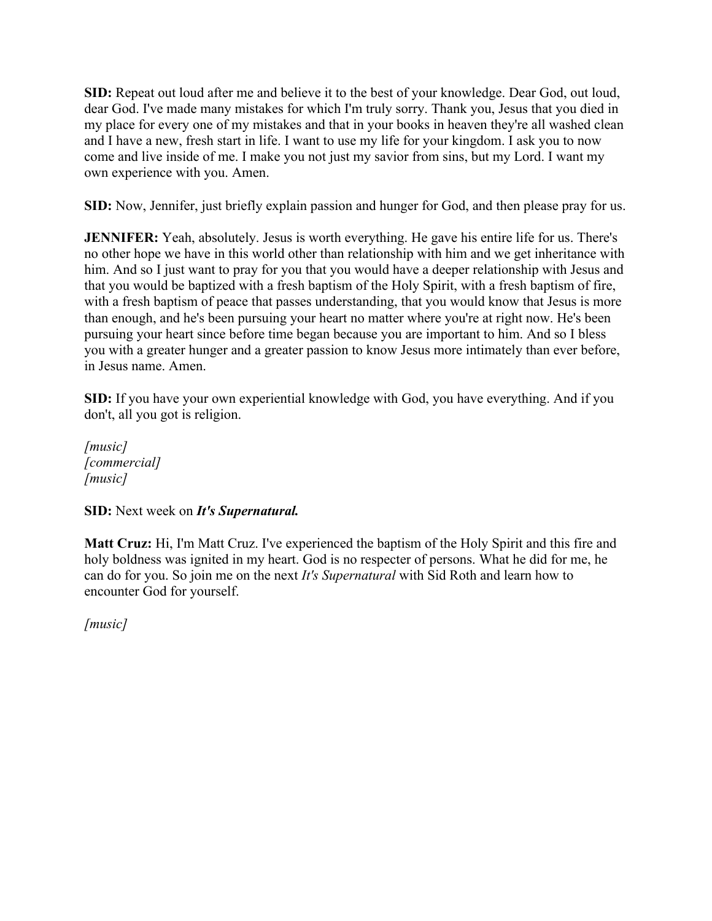**SID:** Repeat out loud after me and believe it to the best of your knowledge. Dear God, out loud, dear God. I've made many mistakes for which I'm truly sorry. Thank you, Jesus that you died in my place for every one of my mistakes and that in your books in heaven they're all washed clean and I have a new, fresh start in life. I want to use my life for your kingdom. I ask you to now come and live inside of me. I make you not just my savior from sins, but my Lord. I want my own experience with you. Amen.

**SID:** Now, Jennifer, just briefly explain passion and hunger for God, and then please pray for us.

**JENNIFER:** Yeah, absolutely. Jesus is worth everything. He gave his entire life for us. There's no other hope we have in this world other than relationship with him and we get inheritance with him. And so I just want to pray for you that you would have a deeper relationship with Jesus and that you would be baptized with a fresh baptism of the Holy Spirit, with a fresh baptism of fire, with a fresh baptism of peace that passes understanding, that you would know that Jesus is more than enough, and he's been pursuing your heart no matter where you're at right now. He's been pursuing your heart since before time began because you are important to him. And so I bless you with a greater hunger and a greater passion to know Jesus more intimately than ever before, in Jesus name. Amen.

**SID:** If you have your own experiential knowledge with God, you have everything. And if you don't, all you got is religion.

*[music]*
*[commercial]*
*[music]*

**SID:** Next week on ***It's Supernatural.***

**Matt Cruz:** Hi, I'm Matt Cruz. I've experienced the baptism of the Holy Spirit and this fire and holy boldness was ignited in my heart. God is no respecter of persons. What he did for me, he can do for you. So join me on the next *It's Supernatural* with Sid Roth and learn how to encounter God for yourself.

*[music]*